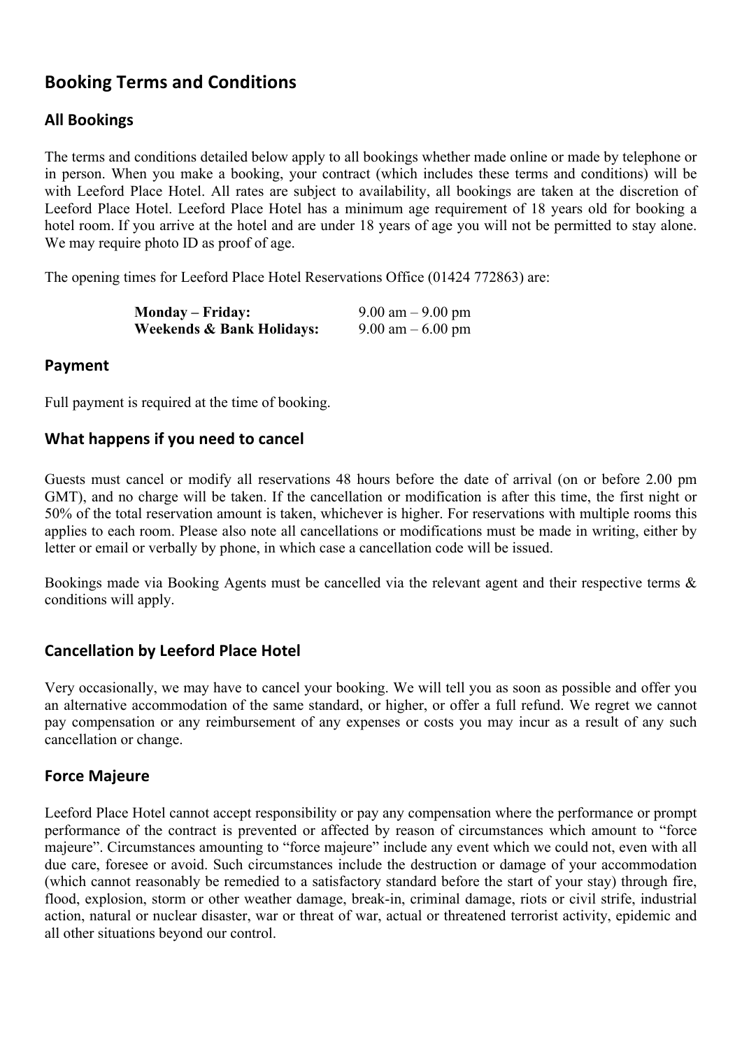# Booking Terms and Conditions

## All Bookings

The terms and conditions detailed below apply to all bookings whether made online or made by telephone or in person. When you make a booking, your contract (which includes these terms and conditions) will be with Leeford Place Hotel. All rates are subject to availability, all bookings are taken at the discretion of Leeford Place Hotel. Leeford Place Hotel has a minimum age requirement of 18 years old for booking a hotel room. If you arrive at the hotel and are under 18 years of age you will not be permitted to stay alone. We may require photo ID as proof of age.

The opening times for Leeford Place Hotel Reservations Office (01424 772863) are:

| | |
|---|---|
| **Monday – Friday:** | 9.00 am – 9.00 pm |
| **Weekends & Bank Holidays:** | 9.00 am – 6.00 pm |

## Payment

Full payment is required at the time of booking.

## What happens if you need to cancel

Guests must cancel or modify all reservations 48 hours before the date of arrival (on or before 2.00 pm GMT), and no charge will be taken. If the cancellation or modification is after this time, the first night or 50% of the total reservation amount is taken, whichever is higher. For reservations with multiple rooms this applies to each room. Please also note all cancellations or modifications must be made in writing, either by letter or email or verbally by phone, in which case a cancellation code will be issued.

Bookings made via Booking Agents must be cancelled via the relevant agent and their respective terms & conditions will apply.

## Cancellation by Leeford Place Hotel

Very occasionally, we may have to cancel your booking. We will tell you as soon as possible and offer you an alternative accommodation of the same standard, or higher, or offer a full refund. We regret we cannot pay compensation or any reimbursement of any expenses or costs you may incur as a result of any such cancellation or change.

## Force Majeure

Leeford Place Hotel cannot accept responsibility or pay any compensation where the performance or prompt performance of the contract is prevented or affected by reason of circumstances which amount to "force majeure". Circumstances amounting to "force majeure" include any event which we could not, even with all due care, foresee or avoid. Such circumstances include the destruction or damage of your accommodation (which cannot reasonably be remedied to a satisfactory standard before the start of your stay) through fire, flood, explosion, storm or other weather damage, break-in, criminal damage, riots or civil strife, industrial action, natural or nuclear disaster, war or threat of war, actual or threatened terrorist activity, epidemic and all other situations beyond our control.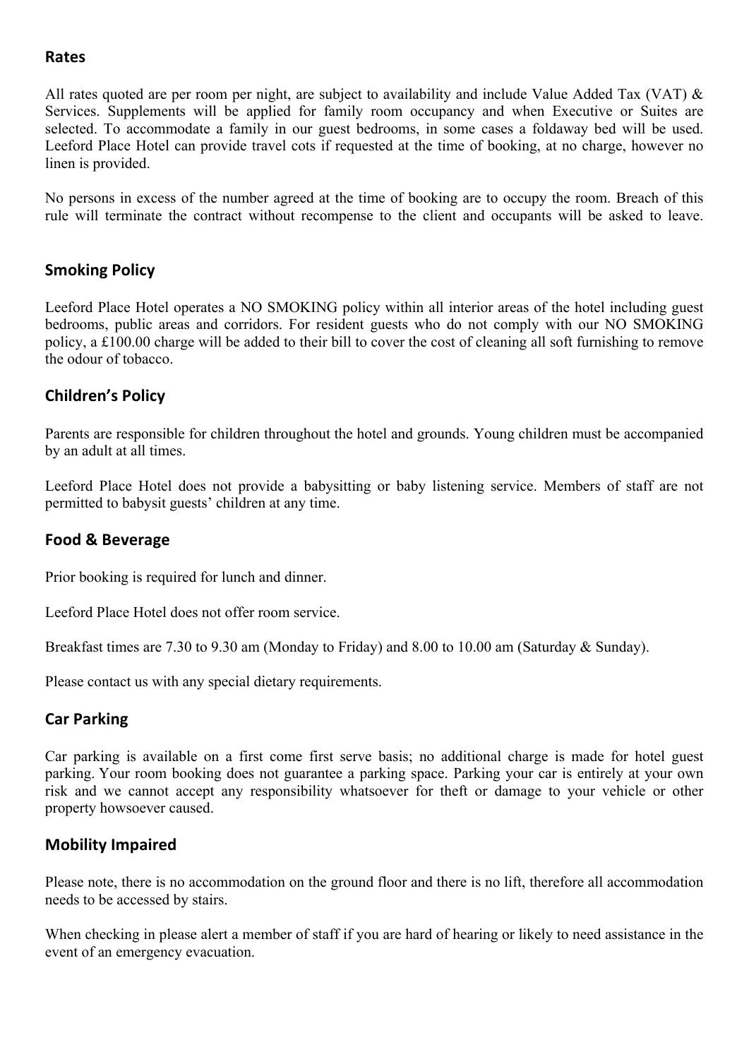## Rates

All rates quoted are per room per night, are subject to availability and include Value Added Tax (VAT) & Services. Supplements will be applied for family room occupancy and when Executive or Suites are selected. To accommodate a family in our guest bedrooms, in some cases a foldaway bed will be used. Leeford Place Hotel can provide travel cots if requested at the time of booking, at no charge, however no linen is provided.

No persons in excess of the number agreed at the time of booking are to occupy the room. Breach of this rule will terminate the contract without recompense to the client and occupants will be asked to leave.

## Smoking Policy

Leeford Place Hotel operates a NO SMOKING policy within all interior areas of the hotel including guest bedrooms, public areas and corridors. For resident guests who do not comply with our NO SMOKING policy, a £100.00 charge will be added to their bill to cover the cost of cleaning all soft furnishing to remove the odour of tobacco.

## Children's Policy

Parents are responsible for children throughout the hotel and grounds. Young children must be accompanied by an adult at all times.

Leeford Place Hotel does not provide a babysitting or baby listening service. Members of staff are not permitted to babysit guests' children at any time.

## Food & Beverage

Prior booking is required for lunch and dinner.

Leeford Place Hotel does not offer room service.

Breakfast times are 7.30 to 9.30 am (Monday to Friday) and 8.00 to 10.00 am (Saturday & Sunday).

Please contact us with any special dietary requirements.

## Car Parking

Car parking is available on a first come first serve basis; no additional charge is made for hotel guest parking. Your room booking does not guarantee a parking space. Parking your car is entirely at your own risk and we cannot accept any responsibility whatsoever for theft or damage to your vehicle or other property howsoever caused.

## Mobility Impaired

Please note, there is no accommodation on the ground floor and there is no lift, therefore all accommodation needs to be accessed by stairs.

When checking in please alert a member of staff if you are hard of hearing or likely to need assistance in the event of an emergency evacuation.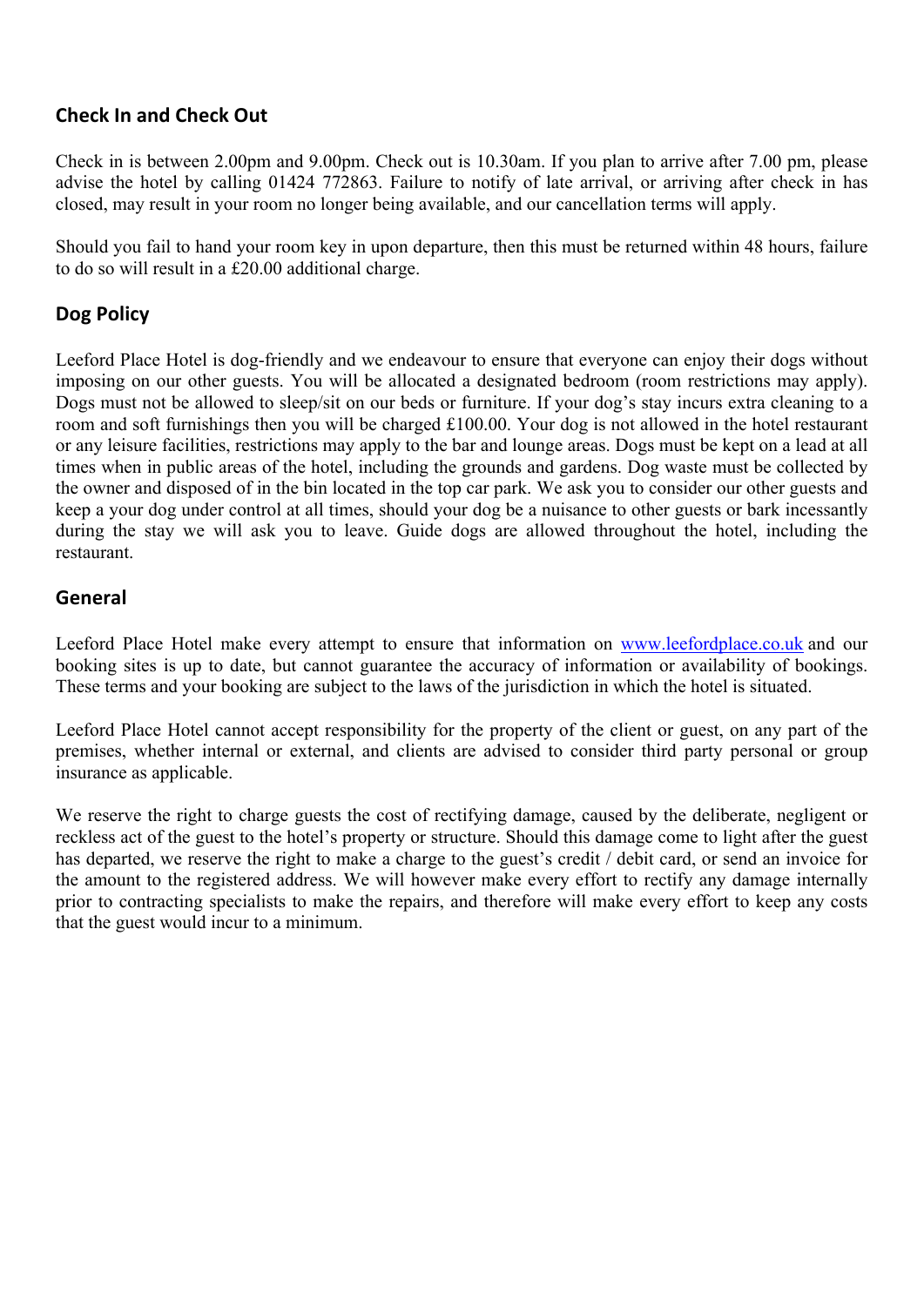## Check In and Check Out

Check in is between 2.00pm and 9.00pm. Check out is 10.30am. If you plan to arrive after 7.00 pm, please advise the hotel by calling 01424 772863. Failure to notify of late arrival, or arriving after check in has closed, may result in your room no longer being available, and our cancellation terms will apply.

Should you fail to hand your room key in upon departure, then this must be returned within 48 hours, failure to do so will result in a £20.00 additional charge.

## Dog Policy

Leeford Place Hotel is dog-friendly and we endeavour to ensure that everyone can enjoy their dogs without imposing on our other guests. You will be allocated a designated bedroom (room restrictions may apply). Dogs must not be allowed to sleep/sit on our beds or furniture. If your dog's stay incurs extra cleaning to a room and soft furnishings then you will be charged £100.00. Your dog is not allowed in the hotel restaurant or any leisure facilities, restrictions may apply to the bar and lounge areas. Dogs must be kept on a lead at all times when in public areas of the hotel, including the grounds and gardens. Dog waste must be collected by the owner and disposed of in the bin located in the top car park. We ask you to consider our other guests and keep a your dog under control at all times, should your dog be a nuisance to other guests or bark incessantly during the stay we will ask you to leave. Guide dogs are allowed throughout the hotel, including the restaurant.

## General

Leeford Place Hotel make every attempt to ensure that information on [www.leefordplace.co.uk](http://www.leefordplace.co.uk) and our booking sites is up to date, but cannot guarantee the accuracy of information or availability of bookings. These terms and your booking are subject to the laws of the jurisdiction in which the hotel is situated.

Leeford Place Hotel cannot accept responsibility for the property of the client or guest, on any part of the premises, whether internal or external, and clients are advised to consider third party personal or group insurance as applicable.

We reserve the right to charge guests the cost of rectifying damage, caused by the deliberate, negligent or reckless act of the guest to the hotel's property or structure. Should this damage come to light after the guest has departed, we reserve the right to make a charge to the guest's credit / debit card, or send an invoice for the amount to the registered address. We will however make every effort to rectify any damage internally prior to contracting specialists to make the repairs, and therefore will make every effort to keep any costs that the guest would incur to a minimum.